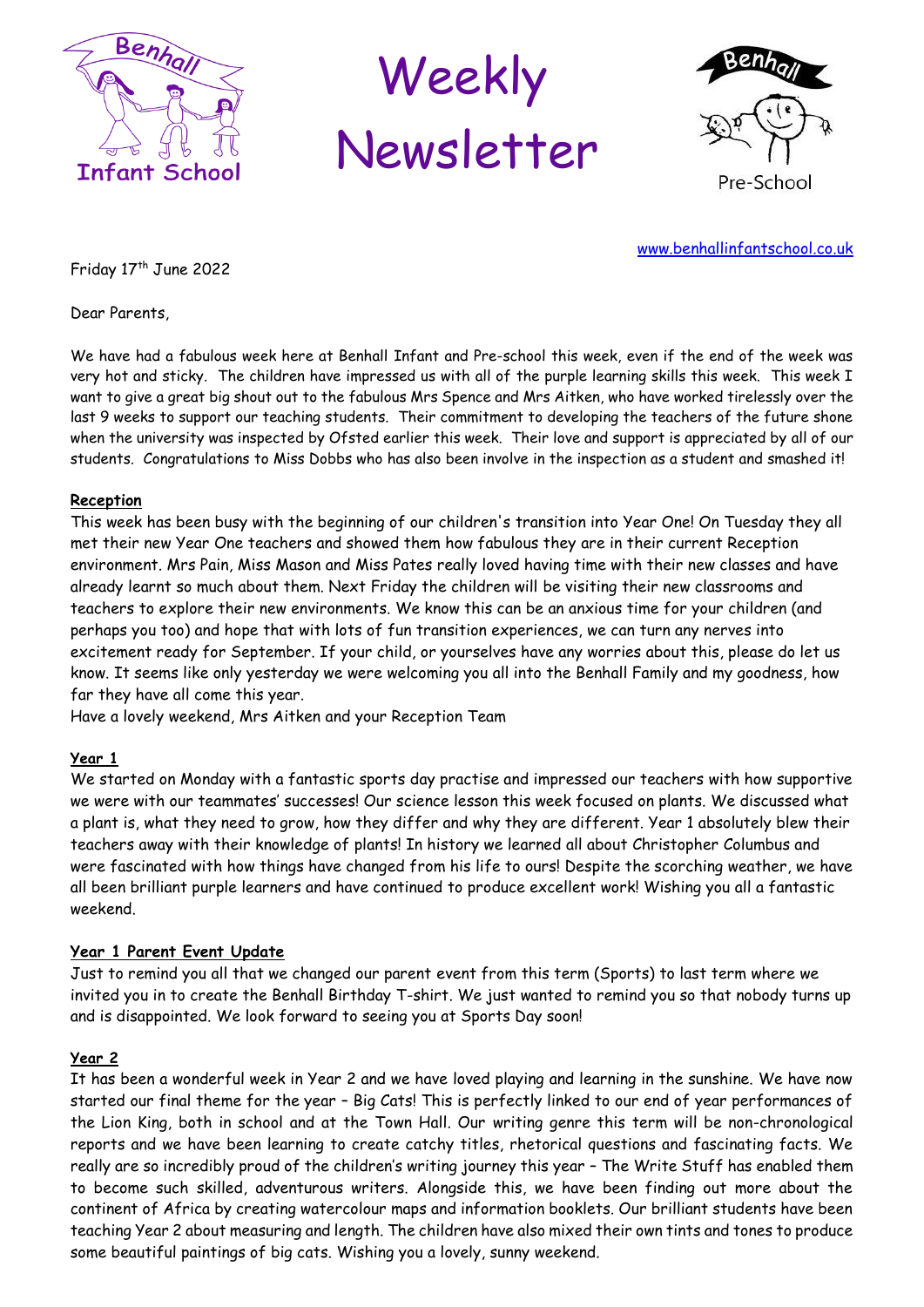# Weekly Newsletter

Benhall Infant School

Benhall Pre-School

www.benhallinfantschool.co.uk

Friday 17th June 2022

Dear Parents,

We have had a fabulous week here at Benhall Infant and Pre-school this week, even if the end of the week was very hot and sticky. The children have impressed us with all of the purple learning skills this week. This week I want to give a great big shout out to the fabulous Mrs Spence and Mrs Aitken, who have worked tirelessly over the last 9 weeks to support our teaching students. Their commitment to developing the teachers of the future shone when the university was inspected by Ofsted earlier this week. Their love and support is appreciated by all of our students. Congratulations to Miss Dobbs who has also been involve in the inspection as a student and smashed it!

**Reception**

This week has been busy with the beginning of our children's transition into Year One! On Tuesday they all met their new Year One teachers and showed them how fabulous they are in their current Reception environment. Mrs Pain, Miss Mason and Miss Pates really loved having time with their new classes and have already learnt so much about them. Next Friday the children will be visiting their new classrooms and teachers to explore their new environments. We know this can be an anxious time for your children (and perhaps you too) and hope that with lots of fun transition experiences, we can turn any nerves into excitement ready for September. If your child, or yourselves have any worries about this, please do let us know. It seems like only yesterday we were welcoming you all into the Benhall Family and my goodness, how far they have all come this year.
Have a lovely weekend, Mrs Aitken and your Reception Team

**Year 1**

We started on Monday with a fantastic sports day practise and impressed our teachers with how supportive we were with our teammates' successes! Our science lesson this week focused on plants. We discussed what a plant is, what they need to grow, how they differ and why they are different. Year 1 absolutely blew their teachers away with their knowledge of plants! In history we learned all about Christopher Columbus and were fascinated with how things have changed from his life to ours! Despite the scorching weather, we have all been brilliant purple learners and have continued to produce excellent work! Wishing you all a fantastic weekend.

**Year 1 Parent Event Update**

Just to remind you all that we changed our parent event from this term (Sports) to last term where we invited you in to create the Benhall Birthday T-shirt. We just wanted to remind you so that nobody turns up and is disappointed. We look forward to seeing you at Sports Day soon!

**Year 2**

It has been a wonderful week in Year 2 and we have loved playing and learning in the sunshine. We have now started our final theme for the year – Big Cats! This is perfectly linked to our end of year performances of the Lion King, both in school and at the Town Hall. Our writing genre this term will be non-chronological reports and we have been learning to create catchy titles, rhetorical questions and fascinating facts. We really are so incredibly proud of the children's writing journey this year – The Write Stuff has enabled them to become such skilled, adventurous writers. Alongside this, we have been finding out more about the continent of Africa by creating watercolour maps and information booklets. Our brilliant students have been teaching Year 2 about measuring and length. The children have also mixed their own tints and tones to produce some beautiful paintings of big cats. Wishing you a lovely, sunny weekend.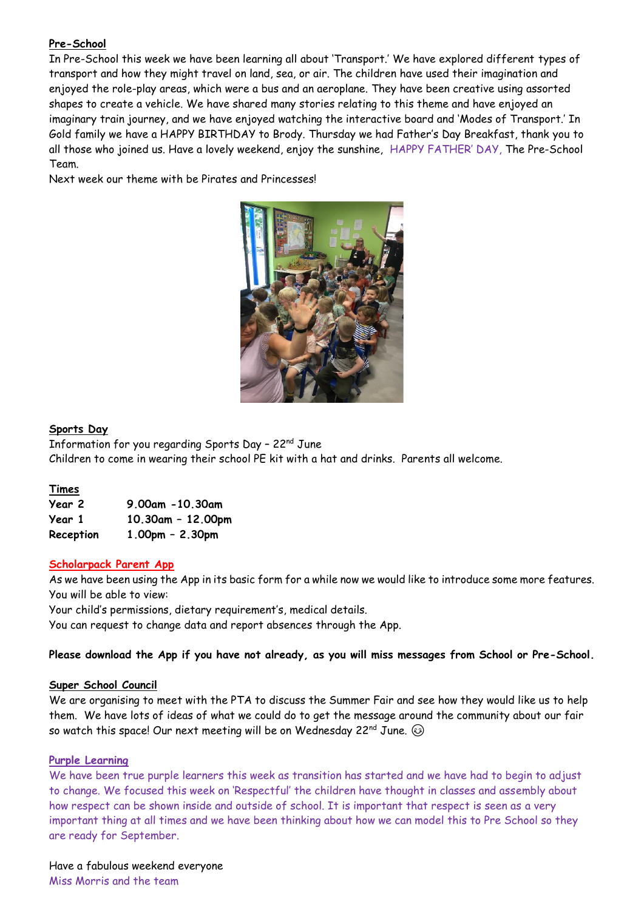**Pre-School**

In Pre-School this week we have been learning all about 'Transport.' We have explored different types of transport and how they might travel on land, sea, or air. The children have used their imagination and enjoyed the role-play areas, which were a bus and an aeroplane. They have been creative using assorted shapes to create a vehicle. We have shared many stories relating to this theme and have enjoyed an imaginary train journey, and we have enjoyed watching the interactive board and 'Modes of Transport.' In Gold family we have a HAPPY BIRTHDAY to Brody. Thursday we had Father's Day Breakfast, thank you to all those who joined us. Have a lovely weekend, enjoy the sunshine, HAPPY FATHER' DAY, The Pre-School Team.

Next week our theme with be Pirates and Princesses!

**Sports Day**

Information for you regarding Sports Day – 22nd June

Children to come in wearing their school PE kit with a hat and drinks. Parents all welcome.

**Times**

| | |
|---|---|
| **Year 2** | **9.00am -10.30am** |
| **Year 1** | **10.30am – 12.00pm** |
| **Reception** | **1.00pm – 2.30pm** |

**Scholarpack Parent App**

As we have been using the App in its basic form for a while now we would like to introduce some more features. You will be able to view:

Your child's permissions, dietary requirement's, medical details.

You can request to change data and report absences through the App.

**Please download the App if you have not already, as you will miss messages from School or Pre-School.**

**Super School Council**

We are organising to meet with the PTA to discuss the Summer Fair and see how they would like us to help them. We have lots of ideas of what we could do to get the message around the community about our fair so watch this space! Our next meeting will be on Wednesday 22nd June. 😉

**Purple Learning**

We have been true purple learners this week as transition has started and we have had to begin to adjust to change. We focused this week on 'Respectful' the children have thought in classes and assembly about how respect can be shown inside and outside of school. It is important that respect is seen as a very important thing at all times and we have been thinking about how we can model this to Pre School so they are ready for September.

Have a fabulous weekend everyone

Miss Morris and the team